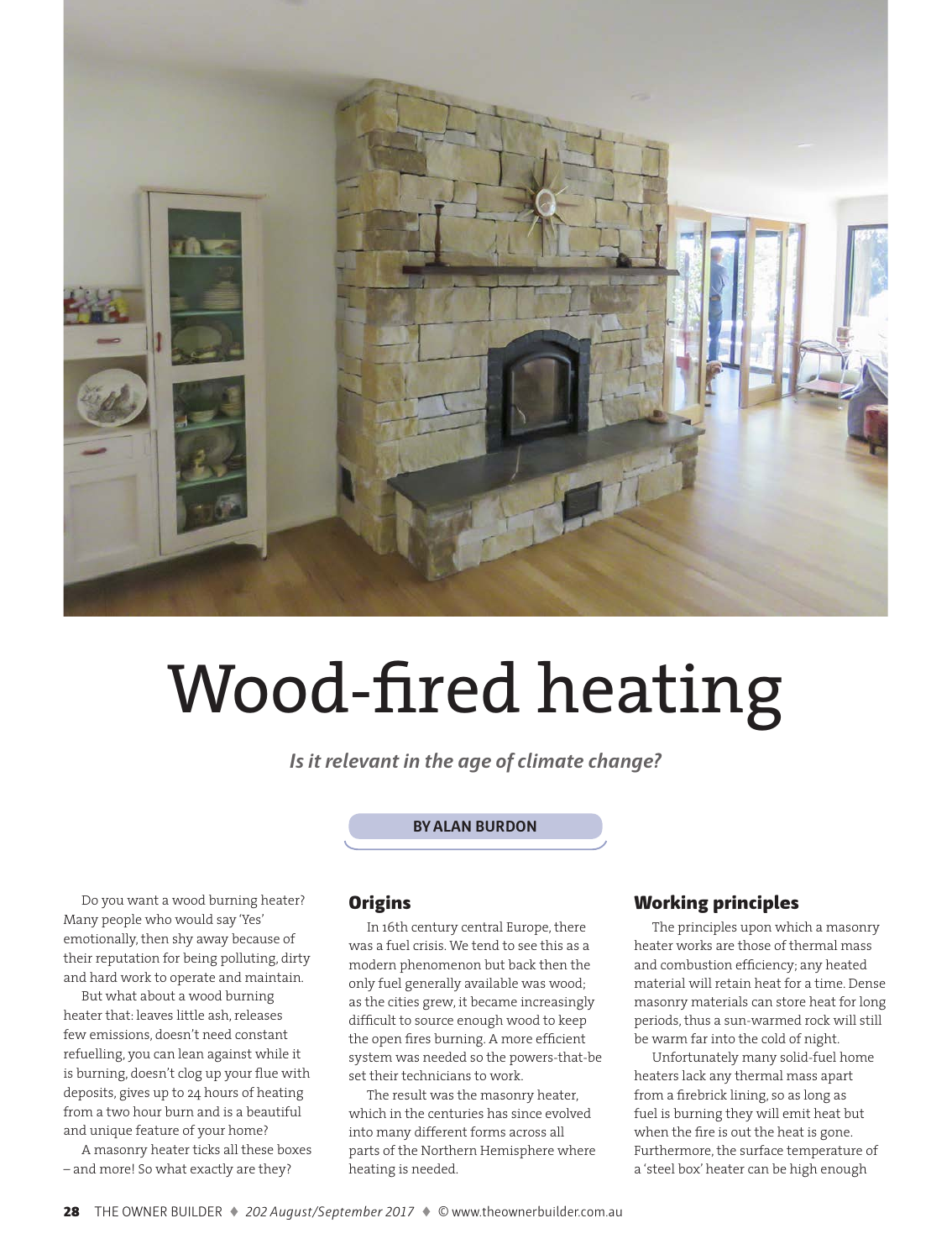# Wood-fired heating

***Is it relevant in the age of climate change?***

**BY ALAN BURDON**

Do you want a wood burning heater? Many people who would say 'Yes' emotionally, then shy away because of their reputation for being polluting, dirty and hard work to operate and maintain.

But what about a wood burning heater that: leaves little ash, releases few emissions, doesn't need constant refuelling, you can lean against while it is burning, doesn't clog up your flue with deposits, gives up to 24 hours of heating from a two hour burn and is a beautiful and unique feature of your home?

A masonry heater ticks all these boxes – and more! So what exactly are they?

## Origins

In 16th century central Europe, there was a fuel crisis. We tend to see this as a modern phenomenon but back then the only fuel generally available was wood; as the cities grew, it became increasingly difficult to source enough wood to keep the open fires burning. A more efficient system was needed so the powers-that-be set their technicians to work.

The result was the masonry heater, which in the centuries has since evolved into many different forms across all parts of the Northern Hemisphere where heating is needed.

## Working principles

The principles upon which a masonry heater works are those of thermal mass and combustion efficiency; any heated material will retain heat for a time. Dense masonry materials can store heat for long periods, thus a sun-warmed rock will still be warm far into the cold of night.

Unfortunately many solid-fuel home heaters lack any thermal mass apart from a firebrick lining, so as long as fuel is burning they will emit heat but when the fire is out the heat is gone. Furthermore, the surface temperature of a 'steel box' heater can be high enough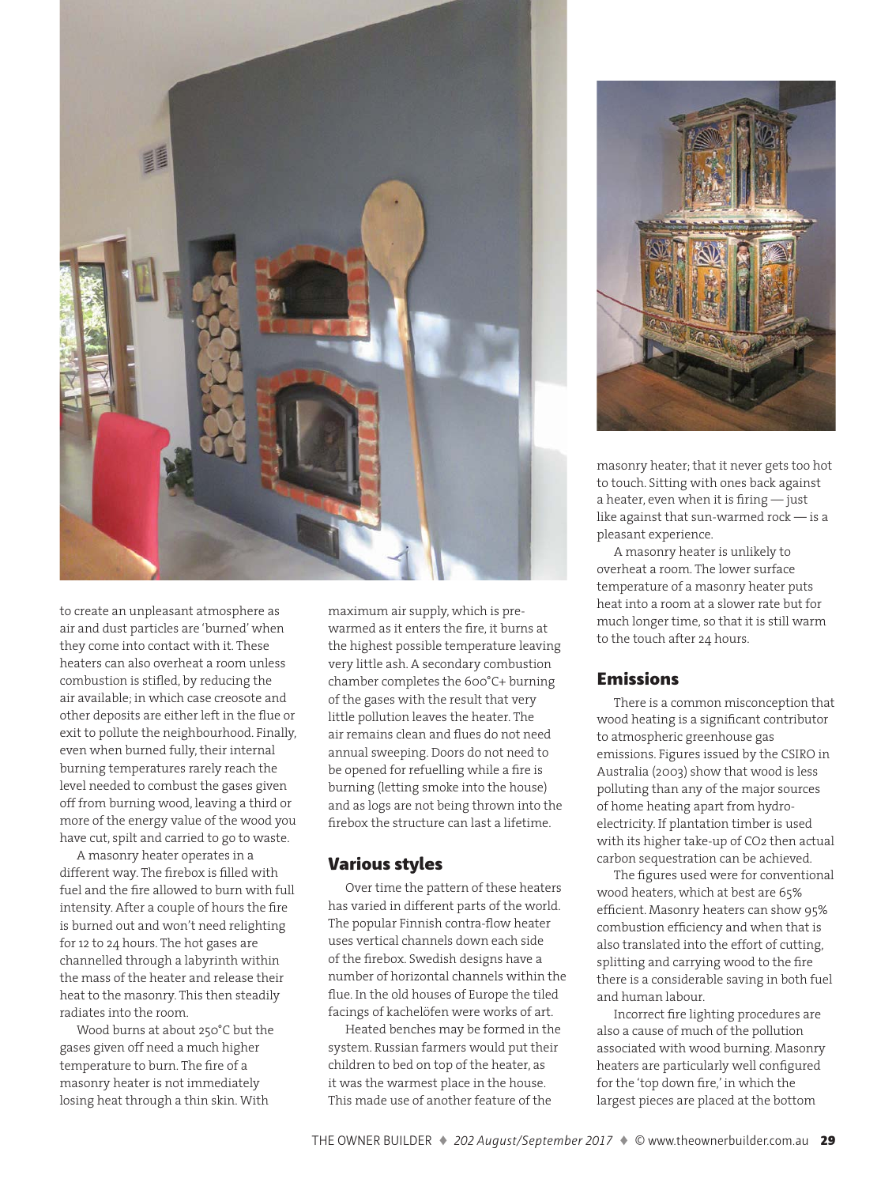to create an unpleasant atmosphere as air and dust particles are 'burned' when they come into contact with it. These heaters can also overheat a room unless combustion is stifled, by reducing the air available; in which case creosote and other deposits are either left in the flue or exit to pollute the neighbourhood. Finally, even when burned fully, their internal burning temperatures rarely reach the level needed to combust the gases given off from burning wood, leaving a third or more of the energy value of the wood you have cut, spilt and carried to go to waste.

A masonry heater operates in a different way. The firebox is filled with fuel and the fire allowed to burn with full intensity. After a couple of hours the fire is burned out and won't need relighting for 12 to 24 hours. The hot gases are channelled through a labyrinth within the mass of the heater and release their heat to the masonry. This then steadily radiates into the room.

Wood burns at about 250°C but the gases given off need a much higher temperature to burn. The fire of a masonry heater is not immediately losing heat through a thin skin. With maximum air supply, which is pre-warmed as it enters the fire, it burns at the highest possible temperature leaving very little ash. A secondary combustion chamber completes the 600°C+ burning of the gases with the result that very little pollution leaves the heater. The air remains clean and flues do not need annual sweeping. Doors do not need to be opened for refuelling while a fire is burning (letting smoke into the house) and as logs are not being thrown into the firebox the structure can last a lifetime.

## Various styles

Over time the pattern of these heaters has varied in different parts of the world. The popular Finnish contra-flow heater uses vertical channels down each side of the firebox. Swedish designs have a number of horizontal channels within the flue. In the old houses of Europe the tiled facings of kachelöfen were works of art.

Heated benches may be formed in the system. Russian farmers would put their children to bed on top of the heater, as it was the warmest place in the house. This made use of another feature of the masonry heater; that it never gets too hot to touch. Sitting with ones back against a heater, even when it is firing — just like against that sun-warmed rock — is a pleasant experience.

A masonry heater is unlikely to overheat a room. The lower surface temperature of a masonry heater puts heat into a room at a slower rate but for much longer time, so that it is still warm to the touch after 24 hours.

## Emissions

There is a common misconception that wood heating is a significant contributor to atmospheric greenhouse gas emissions. Figures issued by the CSIRO in Australia (2003) show that wood is less polluting than any of the major sources of home heating apart from hydro-electricity. If plantation timber is used with its higher take-up of $CO_2$ then actual carbon sequestration can be achieved.

The figures used were for conventional wood heaters, which at best are 65% efficient. Masonry heaters can show 95% combustion efficiency and when that is also translated into the effort of cutting, splitting and carrying wood to the fire there is a considerable saving in both fuel and human labour.

Incorrect fire lighting procedures are also a cause of much of the pollution associated with wood burning. Masonry heaters are particularly well configured for the 'top down fire,' in which the largest pieces are placed at the bottom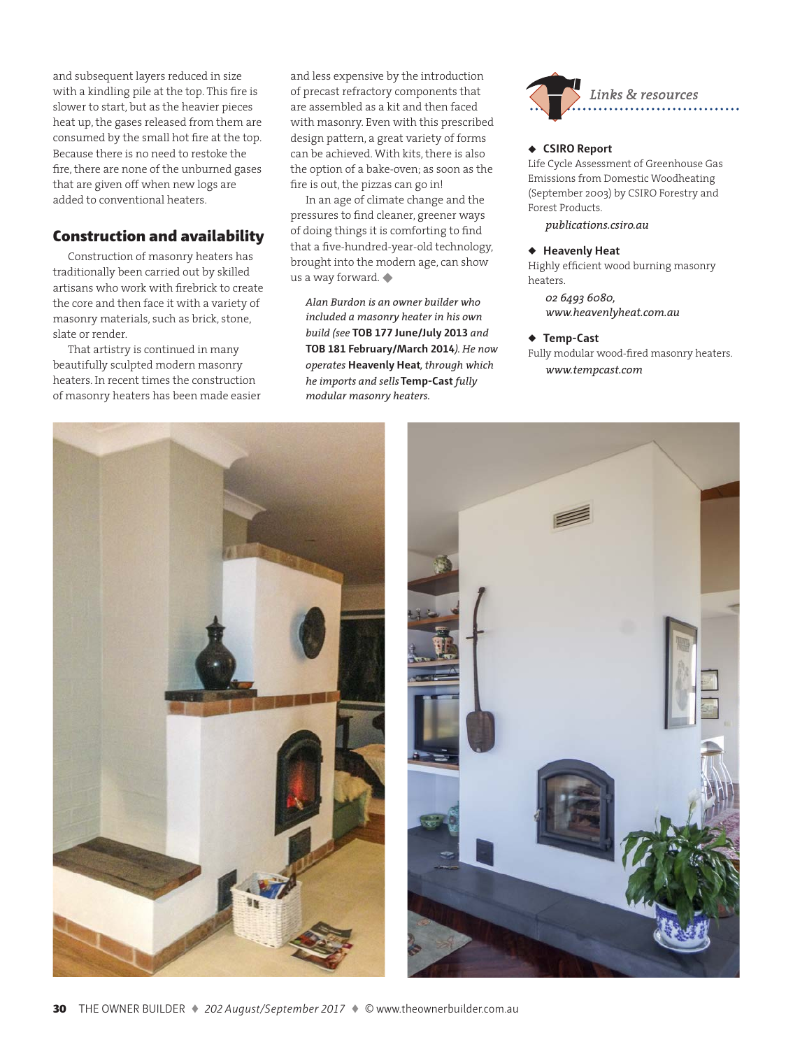and subsequent layers reduced in size with a kindling pile at the top. This fire is slower to start, but as the heavier pieces heat up, the gases released from them are consumed by the small hot fire at the top. Because there is no need to restoke the fire, there are none of the unburned gases that are given off when new logs are added to conventional heaters.

## Construction and availability

Construction of masonry heaters has traditionally been carried out by skilled artisans who work with firebrick to create the core and then face it with a variety of masonry materials, such as brick, stone, slate or render.

That artistry is continued in many beautifully sculpted modern masonry heaters. In recent times the construction of masonry heaters has been made easier and less expensive by the introduction of precast refractory components that are assembled as a kit and then faced with masonry. Even with this prescribed design pattern, a great variety of forms can be achieved. With kits, there is also the option of a bake-oven; as soon as the fire is out, the pizzas can go in!

In an age of climate change and the pressures to find cleaner, greener ways of doing things it is comforting to find that a five-hundred-year-old technology, brought into the modern age, can show us a way forward. ◆

*Alan Burdon is an owner builder who included a masonry heater in his own build (see* **TOB 177 June/July 2013** *and* **TOB 181 February/March 2014***). He now operates* **Heavenly Heat***, through which he imports and sells* **Temp-Cast** *fully modular masonry heaters.*

### *Links & resources*

◆ **CSIRO Report**
Life Cycle Assessment of Greenhouse Gas Emissions from Domestic Woodheating (September 2003) by CSIRO Forestry and Forest Products.
*publications.csiro.au*

◆ **Heavenly Heat**
Highly efficient wood burning masonry heaters.
*02 6493 6080, www.heavenlyheat.com.au*

◆ **Temp-Cast**
Fully modular wood-fired masonry heaters.
*www.tempcast.com*